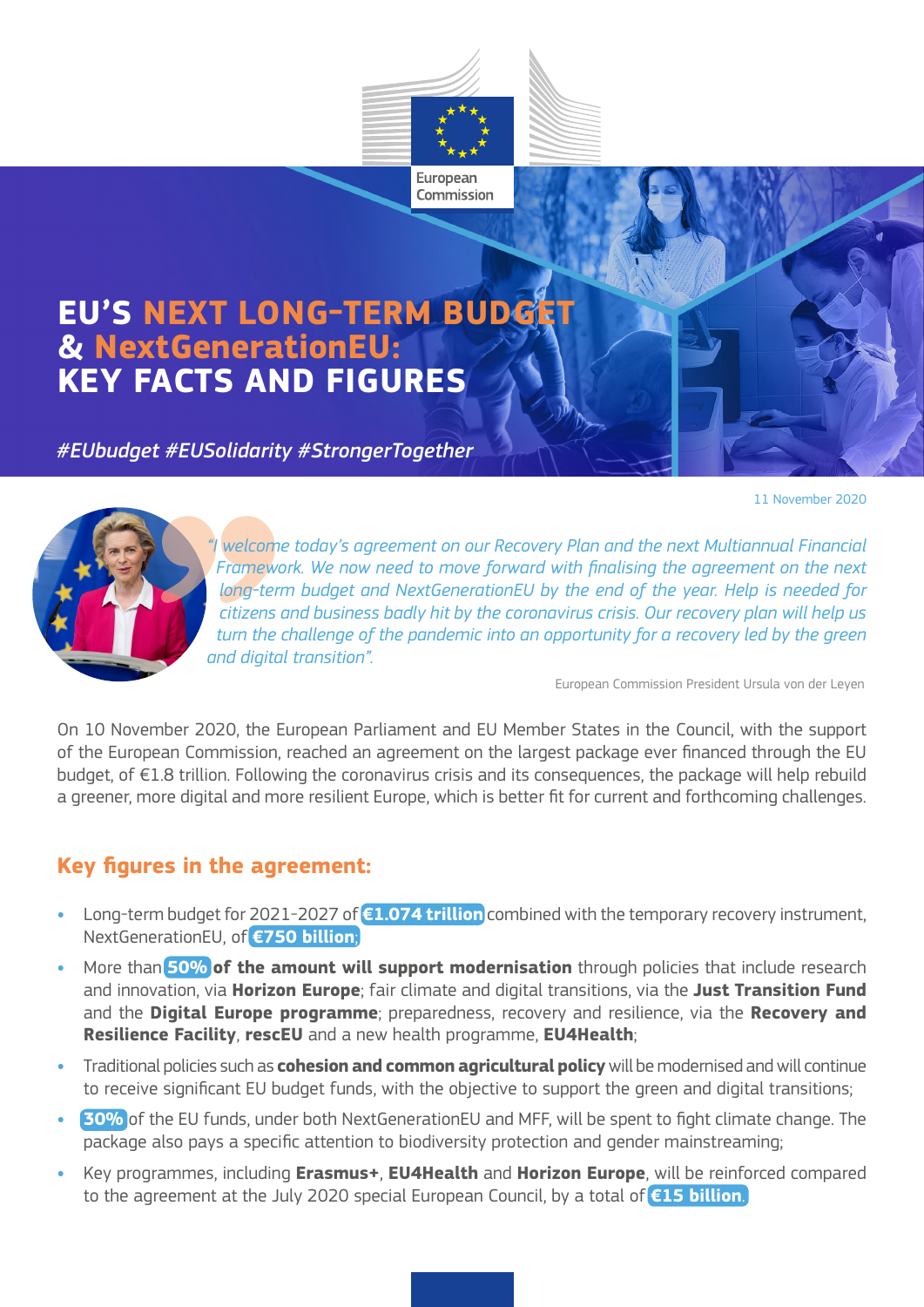European Commission

# EU'S NEXT LONG-TERM BUDGET & NextGenerationEU: KEY FACTS AND FIGURES

*#EUbudget #EUSolidarity #StrongerTogether*

11 November 2020

*"I welcome today's agreement on our Recovery Plan and the next Multiannual Financial Framework. We now need to move forward with finalising the agreement on the next long-term budget and NextGenerationEU by the end of the year. Help is needed for citizens and business badly hit by the coronavirus crisis. Our recovery plan will help us turn the challenge of the pandemic into an opportunity for a recovery led by the green and digital transition".*

European Commission President Ursula von der Leyen

On 10 November 2020, the European Parliament and EU Member States in the Council, with the support of the European Commission, reached an agreement on the largest package ever financed through the EU budget, of €1.8 trillion. Following the coronavirus crisis and its consequences, the package will help rebuild a greener, more digital and more resilient Europe, which is better fit for current and forthcoming challenges.

## Key figures in the agreement:

- Long-term budget for 2021-2027 of **€1.074 trillion** combined with the temporary recovery instrument, NextGenerationEU, of **€750 billion**;
- More than **50% of the amount will support modernisation** through policies that include research and innovation, via **Horizon Europe**; fair climate and digital transitions, via the **Just Transition Fund** and the **Digital Europe programme**; preparedness, recovery and resilience, via the **Recovery and Resilience Facility**, **rescEU** and a new health programme, **EU4Health**;
- Traditional policies such as **cohesion and common agricultural policy** will be modernised and will continue to receive significant EU budget funds, with the objective to support the green and digital transitions;
- **30%** of the EU funds, under both NextGenerationEU and MFF, will be spent to fight climate change. The package also pays a specific attention to biodiversity protection and gender mainstreaming;
- Key programmes, including **Erasmus+**, **EU4Health** and **Horizon Europe**, will be reinforced compared to the agreement at the July 2020 special European Council, by a total of **€15 billion**.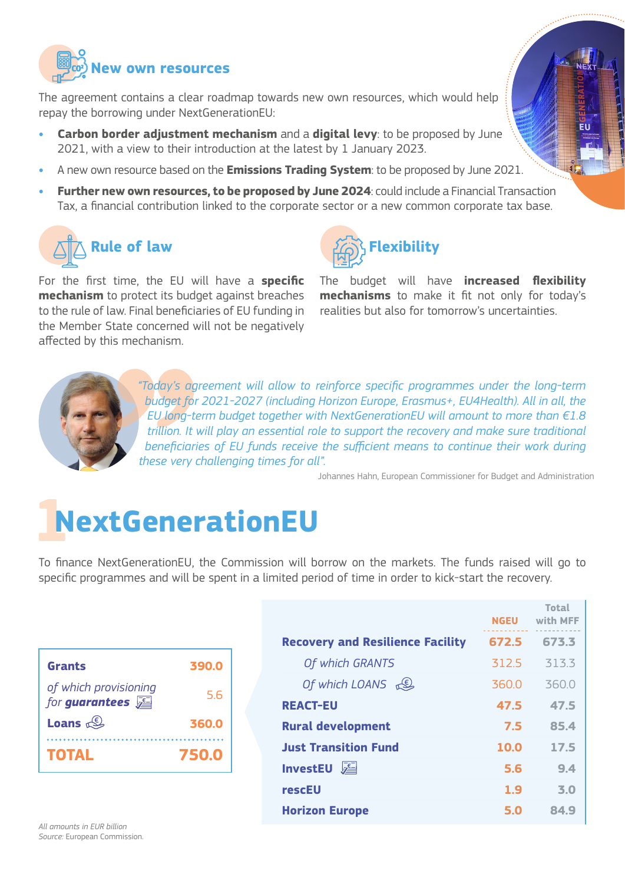## New own resources

The agreement contains a clear roadmap towards new own resources, which would help repay the borrowing under NextGenerationEU:

- **Carbon border adjustment mechanism** and a **digital levy**: to be proposed by June 2021, with a view to their introduction at the latest by 1 January 2023.
- A new own resource based on the **Emissions Trading System**: to be proposed by June 2021.
- **Further new own resources, to be proposed by June 2024**: could include a Financial Transaction Tax, a financial contribution linked to the corporate sector or a new common corporate tax base.

## Rule of law

For the first time, the EU will have a **specific mechanism** to protect its budget against breaches to the rule of law. Final beneficiaries of EU funding in the Member State concerned will not be negatively affected by this mechanism.

## Flexibility

The budget will have **increased flexibility mechanisms** to make it fit not only for today's realities but also for tomorrow's uncertainties.

*"Today's agreement will allow to reinforce specific programmes under the long-term budget for 2021-2027 (including Horizon Europe, Erasmus+, EU4Health). All in all, the EU long-term budget together with NextGenerationEU will amount to more than €1.8 trillion. It will play an essential role to support the recovery and make sure traditional beneficiaries of EU funds receive the sufficient means to continue their work during these very challenging times for all".*

Johannes Hahn, European Commissioner for Budget and Administration

# 1 NextGenerationEU

To finance NextGenerationEU, the Commission will borrow on the markets. The funds raised will go to specific programmes and will be spent in a limited period of time in order to kick-start the recovery.

| | |
|---|---|
| **Grants** | **390.0** |
| *of which provisioning for **guarantees*** | 5.6 |
| **Loans** | **360.0** |
| **TOTAL** | **750.0** |

| | NGEU | Total with MFF |
|---|---|---|
| **Recovery and Resilience Facility** | **672.5** | **673.3** |
| *Of which GRANTS* | 312.5 | 313.3 |
| *Of which LOANS* | 360.0 | 360.0 |
| **REACT-EU** | **47.5** | **47.5** |
| **Rural development** | **7.5** | **85.4** |
| **Just Transition Fund** | **10.0** | **17.5** |
| **InvestEU** | **5.6** | **9.4** |
| **rescEU** | **1.9** | **3.0** |
| **Horizon Europe** | **5.0** | **84.9** |

*All amounts in EUR billion*
*Source:* European Commission.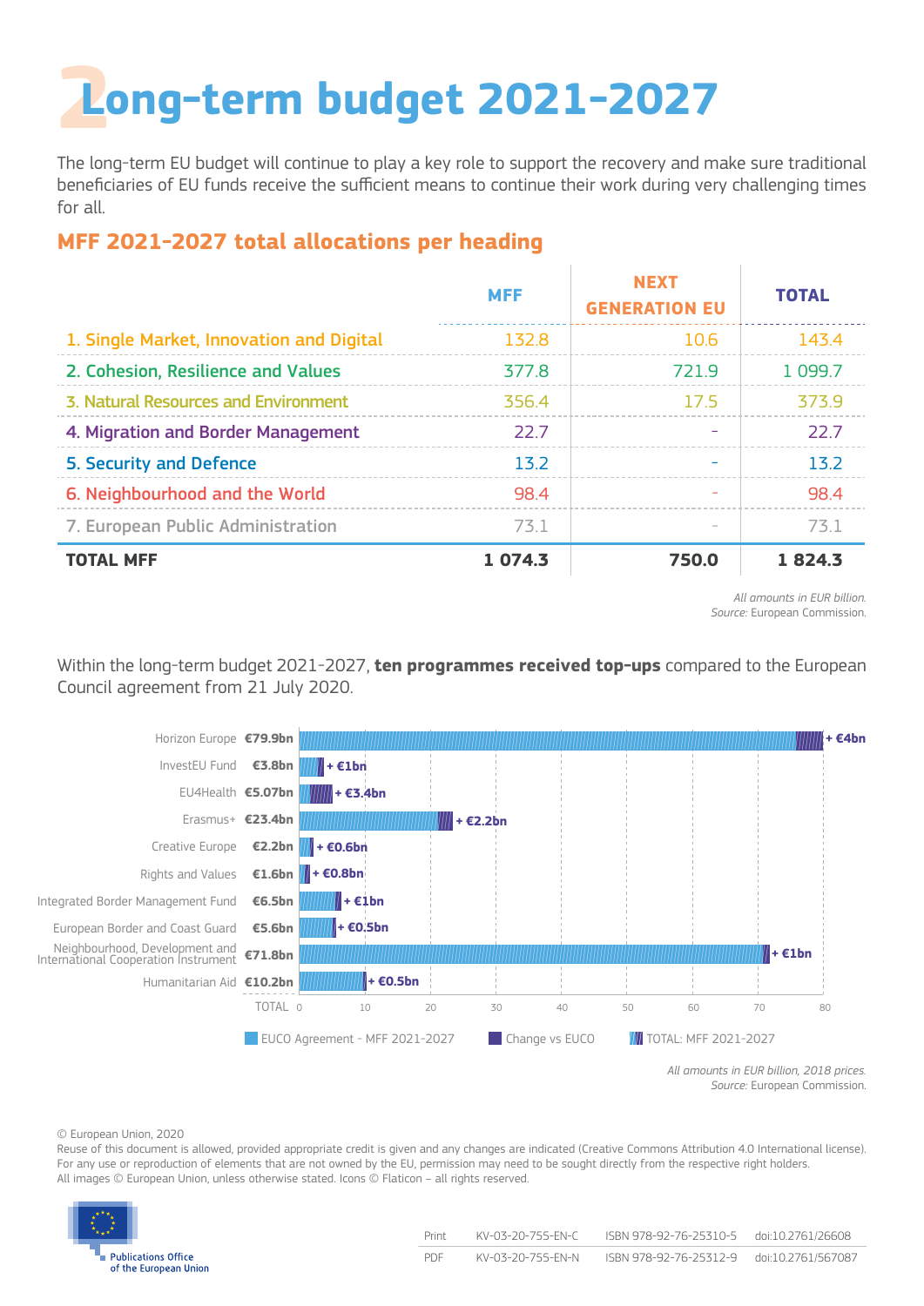# 2 Long-term budget 2021-2027

The long-term EU budget will continue to play a key role to support the recovery and make sure traditional beneficiaries of EU funds receive the sufficient means to continue their work during very challenging times for all.

## MFF 2021-2027 total allocations per heading

| | MFF | NEXT GENERATION EU | TOTAL |
|---|---|---|---|
| 1. Single Market, Innovation and Digital | 132.8 | 10.6 | 143.4 |
| 2. Cohesion, Resilience and Values | 377.8 | 721.9 | 1 099.7 |
| 3. Natural Resources and Environment | 356.4 | 17.5 | 373.9 |
| 4. Migration and Border Management | 22.7 | - | 22.7 |
| 5. Security and Defence | 13.2 | - | 13.2 |
| 6. Neighbourhood and the World | 98.4 | - | 98.4 |
| 7. European Public Administration | 73.1 | - | 73.1 |
| **TOTAL MFF** | **1 074.3** | **750.0** | **1 824.3** |

*All amounts in EUR billion.*
*Source:* European Commission.

Within the long-term budget 2021-2027, **ten programmes received top-ups** compared to the European Council agreement from 21 July 2020.

Horizon Europe **€79.9bn** + €4bn
InvestEU Fund **€3.8bn** + €1bn
EU4Health **€5.07bn** + €3.4bn
Erasmus+ **€23.4bn** + €2.2bn
Creative Europe **€2.2bn** + €0.6bn
Rights and Values **€1.6bn** + €0.8bn
Integrated Border Management Fund **€6.5bn** + €1bn
European Border and Coast Guard **€5.6bn** + €0.5bn
Neighbourhood, Development and International Cooperation Instrument **€71.8bn** + €1bn
Humanitarian Aid **€10.2bn** + €0.5bn

TOTAL 0 10 20 30 40 50 60 70 80

EUCO Agreement - MFF 2021-2027 | Change vs EUCO | TOTAL: MFF 2021-2027

*All amounts in EUR billion, 2018 prices.*
*Source:* European Commission.

© European Union, 2020
Reuse of this document is allowed, provided appropriate credit is given and any changes are indicated (Creative Commons Attribution 4.0 International license). For any use or reproduction of elements that are not owned by the EU, permission may need to be sought directly from the respective right holders.
All images © European Union, unless otherwise stated. Icons © Flaticon – all rights reserved.

Publications Office of the European Union

| | | | |
|---|---|---|---|
| Print | KV-03-20-755-EN-C | ISBN 978-92-76-25310-5 | doi:10.2761/26608 |
| PDF | KV-03-20-755-EN-N | ISBN 978-92-76-25312-9 | doi:10.2761/567087 |